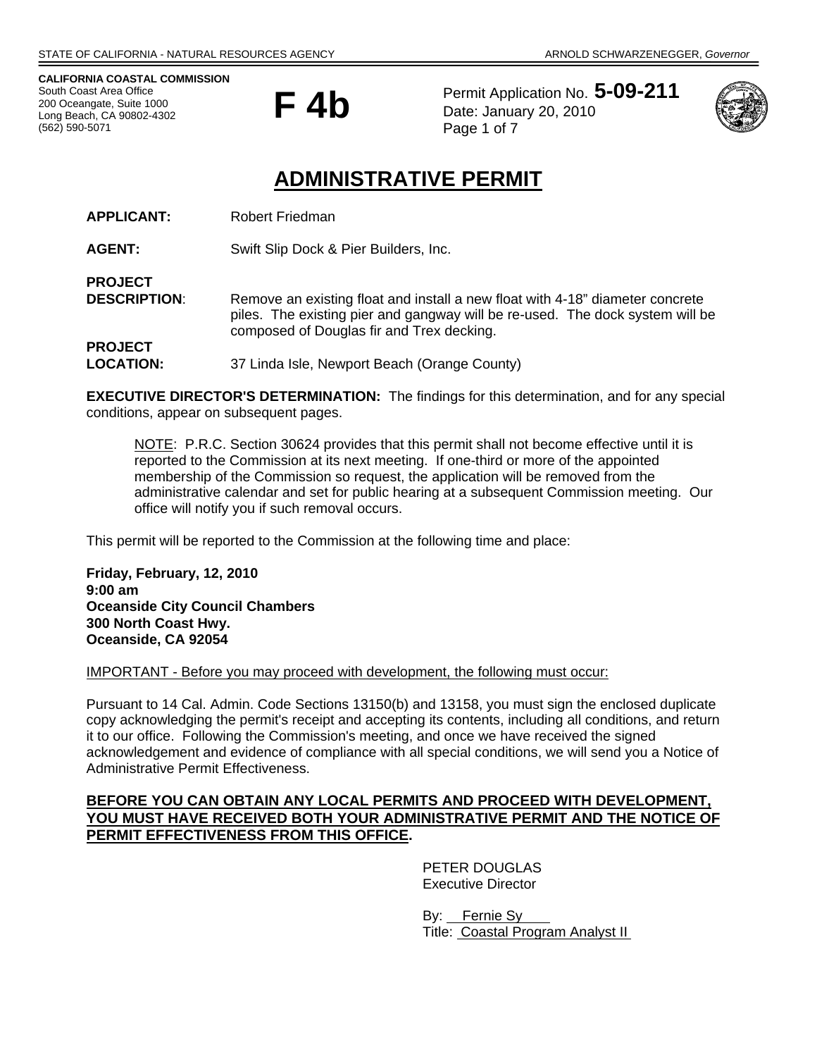STATE OF CALIFORNIA - NATURAL RESOURCES AGENCY ARNOLD SCHWARZENEGGER, *Governor*

**CALIFORNIA COASTAL COMMISSION**
South Coast Area Office
200 Oceangate, Suite 1000
Long Beach, CA 90802-4302
(562) 590-5071

# F 4b

Permit Application No. **5-09-211**
Date: January 20, 2010

# ADMINISTRATIVE PERMIT

**APPLICANT:** Robert Friedman

**AGENT:** Swift Slip Dock & Pier Builders, Inc.

**PROJECT DESCRIPTION**: Remove an existing float and install a new float with 4-18" diameter concrete piles. The existing pier and gangway will be re-used. The dock system will be composed of Douglas fir and Trex decking.

**PROJECT LOCATION:** 37 Linda Isle, Newport Beach (Orange County)

**EXECUTIVE DIRECTOR'S DETERMINATION:** The findings for this determination, and for any special conditions, appear on subsequent pages.

> NOTE: P.R.C. Section 30624 provides that this permit shall not become effective until it is reported to the Commission at its next meeting. If one-third or more of the appointed membership of the Commission so request, the application will be removed from the administrative calendar and set for public hearing at a subsequent Commission meeting. Our office will notify you if such removal occurs.

This permit will be reported to the Commission at the following time and place:

**Friday, February, 12, 2010**
**9:00 am**
**Oceanside City Council Chambers**
**300 North Coast Hwy.**
**Oceanside, CA 92054**

IMPORTANT - Before you may proceed with development, the following must occur:

Pursuant to 14 Cal. Admin. Code Sections 13150(b) and 13158, you must sign the enclosed duplicate copy acknowledging the permit's receipt and accepting its contents, including all conditions, and return it to our office. Following the Commission's meeting, and once we have received the signed acknowledgement and evidence of compliance with all special conditions, we will send you a Notice of Administrative Permit Effectiveness.

**BEFORE YOU CAN OBTAIN ANY LOCAL PERMITS AND PROCEED WITH DEVELOPMENT, YOU MUST HAVE RECEIVED BOTH YOUR ADMINISTRATIVE PERMIT AND THE NOTICE OF PERMIT EFFECTIVENESS FROM THIS OFFICE.**

PETER DOUGLAS
Executive Director

By: Fernie Sy
Title: Coastal Program Analyst II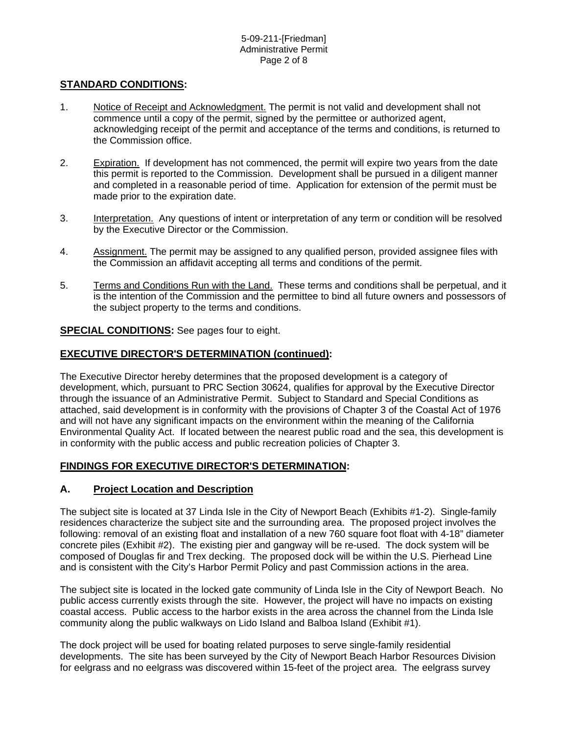## STANDARD CONDITIONS:

1. Notice of Receipt and Acknowledgment. The permit is not valid and development shall not commence until a copy of the permit, signed by the permittee or authorized agent, acknowledging receipt of the permit and acceptance of the terms and conditions, is returned to the Commission office.

2. Expiration. If development has not commenced, the permit will expire two years from the date this permit is reported to the Commission. Development shall be pursued in a diligent manner and completed in a reasonable period of time. Application for extension of the permit must be made prior to the expiration date.

3. Interpretation. Any questions of intent or interpretation of any term or condition will be resolved by the Executive Director or the Commission.

4. Assignment. The permit may be assigned to any qualified person, provided assignee files with the Commission an affidavit accepting all terms and conditions of the permit.

5. Terms and Conditions Run with the Land. These terms and conditions shall be perpetual, and it is the intention of the Commission and the permittee to bind all future owners and possessors of the subject property to the terms and conditions.

**SPECIAL CONDITIONS:** See pages four to eight.

## EXECUTIVE DIRECTOR'S DETERMINATION (continued):

The Executive Director hereby determines that the proposed development is a category of development, which, pursuant to PRC Section 30624, qualifies for approval by the Executive Director through the issuance of an Administrative Permit. Subject to Standard and Special Conditions as attached, said development is in conformity with the provisions of Chapter 3 of the Coastal Act of 1976 and will not have any significant impacts on the environment within the meaning of the California Environmental Quality Act. If located between the nearest public road and the sea, this development is in conformity with the public access and public recreation policies of Chapter 3.

## FINDINGS FOR EXECUTIVE DIRECTOR'S DETERMINATION:

### A. Project Location and Description

The subject site is located at 37 Linda Isle in the City of Newport Beach (Exhibits #1-2). Single-family residences characterize the subject site and the surrounding area. The proposed project involves the following: removal of an existing float and installation of a new 760 square foot float with 4-18" diameter concrete piles (Exhibit #2). The existing pier and gangway will be re-used. The dock system will be composed of Douglas fir and Trex decking. The proposed dock will be within the U.S. Pierhead Line and is consistent with the City's Harbor Permit Policy and past Commission actions in the area.

The subject site is located in the locked gate community of Linda Isle in the City of Newport Beach. No public access currently exists through the site. However, the project will have no impacts on existing coastal access. Public access to the harbor exists in the area across the channel from the Linda Isle community along the public walkways on Lido Island and Balboa Island (Exhibit #1).

The dock project will be used for boating related purposes to serve single-family residential developments. The site has been surveyed by the City of Newport Beach Harbor Resources Division for eelgrass and no eelgrass was discovered within 15-feet of the project area. The eelgrass survey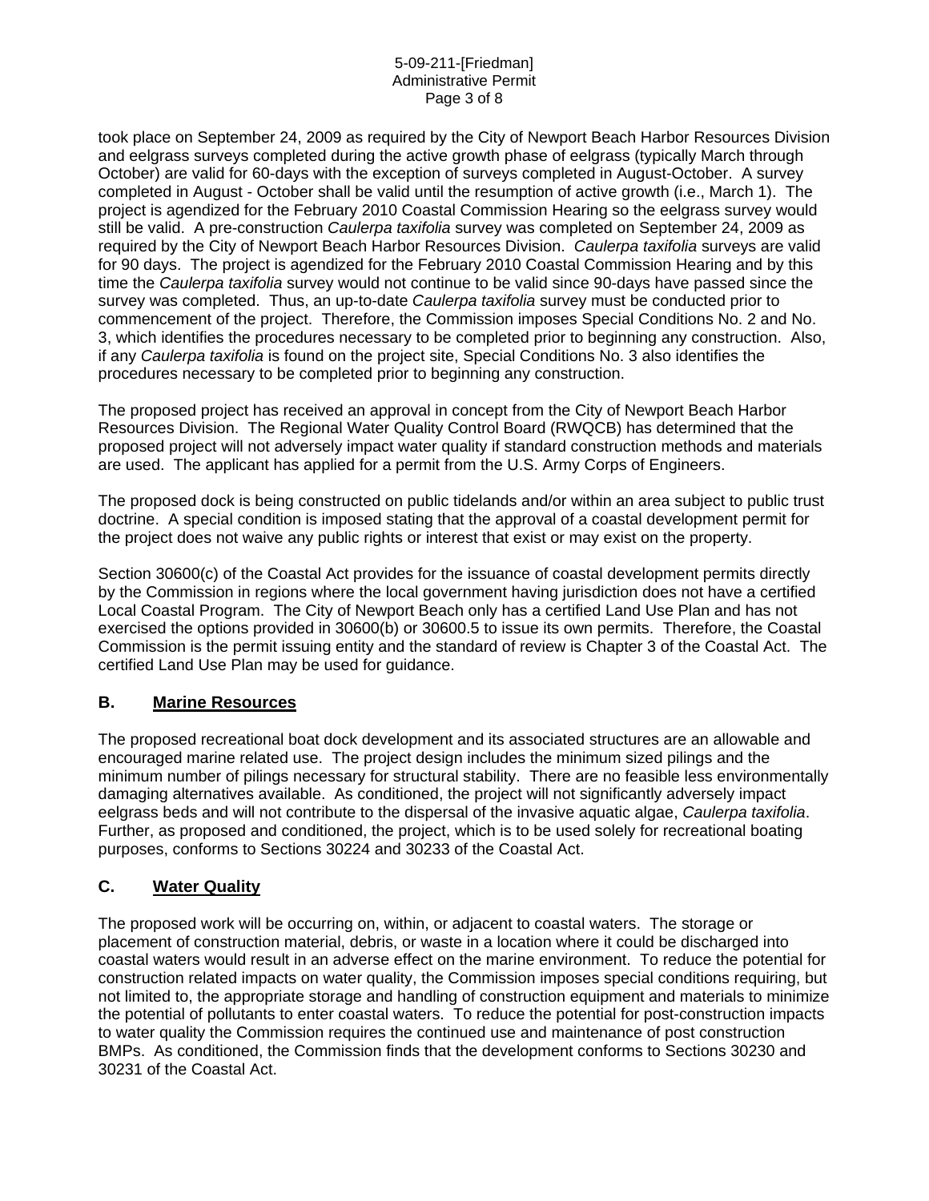took place on September 24, 2009 as required by the City of Newport Beach Harbor Resources Division and eelgrass surveys completed during the active growth phase of eelgrass (typically March through October) are valid for 60-days with the exception of surveys completed in August-October. A survey completed in August - October shall be valid until the resumption of active growth (i.e., March 1). The project is agendized for the February 2010 Coastal Commission Hearing so the eelgrass survey would still be valid. A pre-construction *Caulerpa taxifolia* survey was completed on September 24, 2009 as required by the City of Newport Beach Harbor Resources Division. *Caulerpa taxifolia* surveys are valid for 90 days. The project is agendized for the February 2010 Coastal Commission Hearing and by this time the *Caulerpa taxifolia* survey would not continue to be valid since 90-days have passed since the survey was completed. Thus, an up-to-date *Caulerpa taxifolia* survey must be conducted prior to commencement of the project. Therefore, the Commission imposes Special Conditions No. 2 and No. 3, which identifies the procedures necessary to be completed prior to beginning any construction. Also, if any *Caulerpa taxifolia* is found on the project site, Special Conditions No. 3 also identifies the procedures necessary to be completed prior to beginning any construction.

The proposed project has received an approval in concept from the City of Newport Beach Harbor Resources Division. The Regional Water Quality Control Board (RWQCB) has determined that the proposed project will not adversely impact water quality if standard construction methods and materials are used. The applicant has applied for a permit from the U.S. Army Corps of Engineers.

The proposed dock is being constructed on public tidelands and/or within an area subject to public trust doctrine. A special condition is imposed stating that the approval of a coastal development permit for the project does not waive any public rights or interest that exist or may exist on the property.

Section 30600(c) of the Coastal Act provides for the issuance of coastal development permits directly by the Commission in regions where the local government having jurisdiction does not have a certified Local Coastal Program. The City of Newport Beach only has a certified Land Use Plan and has not exercised the options provided in 30600(b) or 30600.5 to issue its own permits. Therefore, the Coastal Commission is the permit issuing entity and the standard of review is Chapter 3 of the Coastal Act. The certified Land Use Plan may be used for guidance.

## B. Marine Resources

The proposed recreational boat dock development and its associated structures are an allowable and encouraged marine related use. The project design includes the minimum sized pilings and the minimum number of pilings necessary for structural stability. There are no feasible less environmentally damaging alternatives available. As conditioned, the project will not significantly adversely impact eelgrass beds and will not contribute to the dispersal of the invasive aquatic algae, *Caulerpa taxifolia*. Further, as proposed and conditioned, the project, which is to be used solely for recreational boating purposes, conforms to Sections 30224 and 30233 of the Coastal Act.

## C. Water Quality

The proposed work will be occurring on, within, or adjacent to coastal waters. The storage or placement of construction material, debris, or waste in a location where it could be discharged into coastal waters would result in an adverse effect on the marine environment. To reduce the potential for construction related impacts on water quality, the Commission imposes special conditions requiring, but not limited to, the appropriate storage and handling of construction equipment and materials to minimize the potential of pollutants to enter coastal waters. To reduce the potential for post-construction impacts to water quality the Commission requires the continued use and maintenance of post construction BMPs. As conditioned, the Commission finds that the development conforms to Sections 30230 and 30231 of the Coastal Act.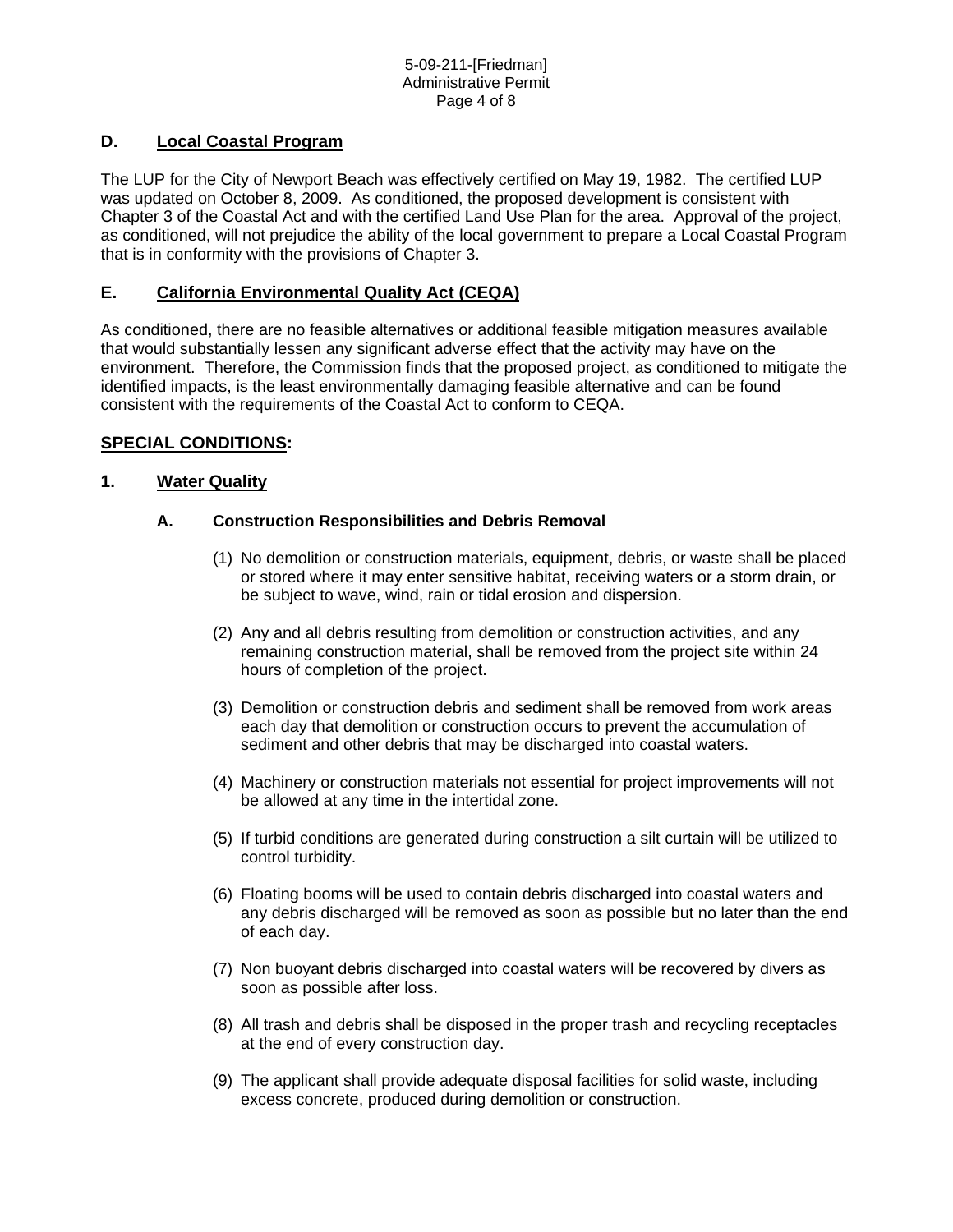## D. Local Coastal Program

The LUP for the City of Newport Beach was effectively certified on May 19, 1982. The certified LUP was updated on October 8, 2009. As conditioned, the proposed development is consistent with Chapter 3 of the Coastal Act and with the certified Land Use Plan for the area. Approval of the project, as conditioned, will not prejudice the ability of the local government to prepare a Local Coastal Program that is in conformity with the provisions of Chapter 3.

## E. California Environmental Quality Act (CEQA)

As conditioned, there are no feasible alternatives or additional feasible mitigation measures available that would substantially lessen any significant adverse effect that the activity may have on the environment. Therefore, the Commission finds that the proposed project, as conditioned to mitigate the identified impacts, is the least environmentally damaging feasible alternative and can be found consistent with the requirements of the Coastal Act to conform to CEQA.

## SPECIAL CONDITIONS:

### 1. Water Quality

#### A. Construction Responsibilities and Debris Removal

(1) No demolition or construction materials, equipment, debris, or waste shall be placed or stored where it may enter sensitive habitat, receiving waters or a storm drain, or be subject to wave, wind, rain or tidal erosion and dispersion.

(2) Any and all debris resulting from demolition or construction activities, and any remaining construction material, shall be removed from the project site within 24 hours of completion of the project.

(3) Demolition or construction debris and sediment shall be removed from work areas each day that demolition or construction occurs to prevent the accumulation of sediment and other debris that may be discharged into coastal waters.

(4) Machinery or construction materials not essential for project improvements will not be allowed at any time in the intertidal zone.

(5) If turbid conditions are generated during construction a silt curtain will be utilized to control turbidity.

(6) Floating booms will be used to contain debris discharged into coastal waters and any debris discharged will be removed as soon as possible but no later than the end of each day.

(7) Non buoyant debris discharged into coastal waters will be recovered by divers as soon as possible after loss.

(8) All trash and debris shall be disposed in the proper trash and recycling receptacles at the end of every construction day.

(9) The applicant shall provide adequate disposal facilities for solid waste, including excess concrete, produced during demolition or construction.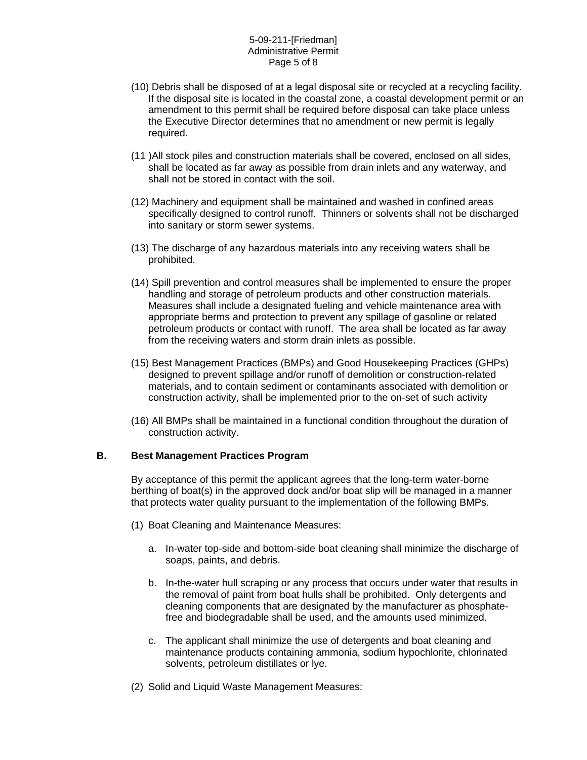(10) Debris shall be disposed of at a legal disposal site or recycled at a recycling facility. If the disposal site is located in the coastal zone, a coastal development permit or an amendment to this permit shall be required before disposal can take place unless the Executive Director determines that no amendment or new permit is legally required.

(11 )All stock piles and construction materials shall be covered, enclosed on all sides, shall be located as far away as possible from drain inlets and any waterway, and shall not be stored in contact with the soil.

(12) Machinery and equipment shall be maintained and washed in confined areas specifically designed to control runoff. Thinners or solvents shall not be discharged into sanitary or storm sewer systems.

(13) The discharge of any hazardous materials into any receiving waters shall be prohibited.

(14) Spill prevention and control measures shall be implemented to ensure the proper handling and storage of petroleum products and other construction materials. Measures shall include a designated fueling and vehicle maintenance area with appropriate berms and protection to prevent any spillage of gasoline or related petroleum products or contact with runoff. The area shall be located as far away from the receiving waters and storm drain inlets as possible.

(15) Best Management Practices (BMPs) and Good Housekeeping Practices (GHPs) designed to prevent spillage and/or runoff of demolition or construction-related materials, and to contain sediment or contaminants associated with demolition or construction activity, shall be implemented prior to the on-set of such activity

(16) All BMPs shall be maintained in a functional condition throughout the duration of construction activity.

**B. Best Management Practices Program**

By acceptance of this permit the applicant agrees that the long-term water-borne berthing of boat(s) in the approved dock and/or boat slip will be managed in a manner that protects water quality pursuant to the implementation of the following BMPs.

(1) Boat Cleaning and Maintenance Measures:

a. In-water top-side and bottom-side boat cleaning shall minimize the discharge of soaps, paints, and debris.

b. In-the-water hull scraping or any process that occurs under water that results in the removal of paint from boat hulls shall be prohibited. Only detergents and cleaning components that are designated by the manufacturer as phosphate-free and biodegradable shall be used, and the amounts used minimized.

c. The applicant shall minimize the use of detergents and boat cleaning and maintenance products containing ammonia, sodium hypochlorite, chlorinated solvents, petroleum distillates or lye.

(2) Solid and Liquid Waste Management Measures: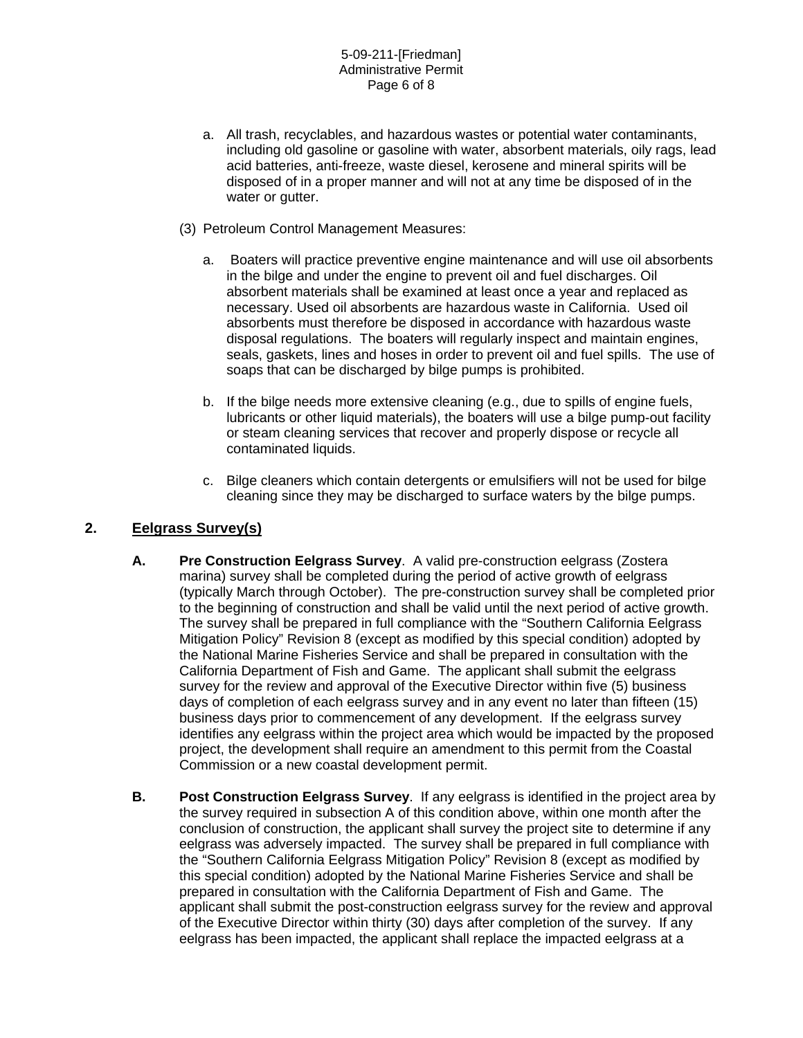a. All trash, recyclables, and hazardous wastes or potential water contaminants, including old gasoline or gasoline with water, absorbent materials, oily rags, lead acid batteries, anti-freeze, waste diesel, kerosene and mineral spirits will be disposed of in a proper manner and will not at any time be disposed of in the water or gutter.

(3) Petroleum Control Management Measures:

a. Boaters will practice preventive engine maintenance and will use oil absorbents in the bilge and under the engine to prevent oil and fuel discharges. Oil absorbent materials shall be examined at least once a year and replaced as necessary. Used oil absorbents are hazardous waste in California. Used oil absorbents must therefore be disposed in accordance with hazardous waste disposal regulations. The boaters will regularly inspect and maintain engines, seals, gaskets, lines and hoses in order to prevent oil and fuel spills. The use of soaps that can be discharged by bilge pumps is prohibited.

b. If the bilge needs more extensive cleaning (e.g., due to spills of engine fuels, lubricants or other liquid materials), the boaters will use a bilge pump-out facility or steam cleaning services that recover and properly dispose or recycle all contaminated liquids.

c. Bilge cleaners which contain detergents or emulsifiers will not be used for bilge cleaning since they may be discharged to surface waters by the bilge pumps.

## 2. Eelgrass Survey(s)

**A. Pre Construction Eelgrass Survey**. A valid pre-construction eelgrass (Zostera marina) survey shall be completed during the period of active growth of eelgrass (typically March through October). The pre-construction survey shall be completed prior to the beginning of construction and shall be valid until the next period of active growth. The survey shall be prepared in full compliance with the "Southern California Eelgrass Mitigation Policy" Revision 8 (except as modified by this special condition) adopted by the National Marine Fisheries Service and shall be prepared in consultation with the California Department of Fish and Game. The applicant shall submit the eelgrass survey for the review and approval of the Executive Director within five (5) business days of completion of each eelgrass survey and in any event no later than fifteen (15) business days prior to commencement of any development. If the eelgrass survey identifies any eelgrass within the project area which would be impacted by the proposed project, the development shall require an amendment to this permit from the Coastal Commission or a new coastal development permit.

**B. Post Construction Eelgrass Survey**. If any eelgrass is identified in the project area by the survey required in subsection A of this condition above, within one month after the conclusion of construction, the applicant shall survey the project site to determine if any eelgrass was adversely impacted. The survey shall be prepared in full compliance with the "Southern California Eelgrass Mitigation Policy" Revision 8 (except as modified by this special condition) adopted by the National Marine Fisheries Service and shall be prepared in consultation with the California Department of Fish and Game. The applicant shall submit the post-construction eelgrass survey for the review and approval of the Executive Director within thirty (30) days after completion of the survey. If any eelgrass has been impacted, the applicant shall replace the impacted eelgrass at a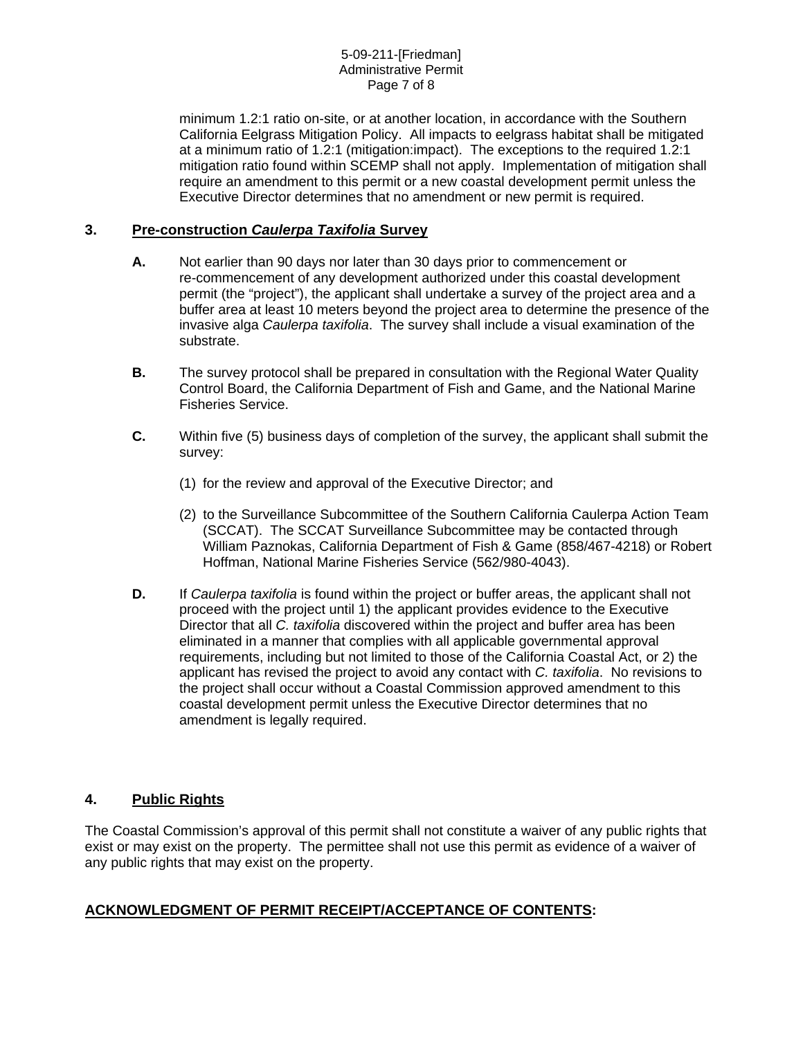minimum 1.2:1 ratio on-site, or at another location, in accordance with the Southern California Eelgrass Mitigation Policy. All impacts to eelgrass habitat shall be mitigated at a minimum ratio of 1.2:1 (mitigation:impact). The exceptions to the required 1.2:1 mitigation ratio found within SCEMP shall not apply. Implementation of mitigation shall require an amendment to this permit or a new coastal development permit unless the Executive Director determines that no amendment or new permit is required.

## 3. Pre-construction *Caulerpa Taxifolia* Survey

**A.** Not earlier than 90 days nor later than 30 days prior to commencement or re-commencement of any development authorized under this coastal development permit (the "project"), the applicant shall undertake a survey of the project area and a buffer area at least 10 meters beyond the project area to determine the presence of the invasive alga *Caulerpa taxifolia*. The survey shall include a visual examination of the substrate.

**B.** The survey protocol shall be prepared in consultation with the Regional Water Quality Control Board, the California Department of Fish and Game, and the National Marine Fisheries Service.

**C.** Within five (5) business days of completion of the survey, the applicant shall submit the survey:

(1) for the review and approval of the Executive Director; and

(2) to the Surveillance Subcommittee of the Southern California Caulerpa Action Team (SCCAT). The SCCAT Surveillance Subcommittee may be contacted through William Paznokas, California Department of Fish & Game (858/467-4218) or Robert Hoffman, National Marine Fisheries Service (562/980-4043).

**D.** If *Caulerpa taxifolia* is found within the project or buffer areas, the applicant shall not proceed with the project until 1) the applicant provides evidence to the Executive Director that all *C. taxifolia* discovered within the project and buffer area has been eliminated in a manner that complies with all applicable governmental approval requirements, including but not limited to those of the California Coastal Act, or 2) the applicant has revised the project to avoid any contact with *C. taxifolia*. No revisions to the project shall occur without a Coastal Commission approved amendment to this coastal development permit unless the Executive Director determines that no amendment is legally required.

## 4. Public Rights

The Coastal Commission's approval of this permit shall not constitute a waiver of any public rights that exist or may exist on the property. The permittee shall not use this permit as evidence of a waiver of any public rights that may exist on the property.

## ACKNOWLEDGMENT OF PERMIT RECEIPT/ACCEPTANCE OF CONTENTS: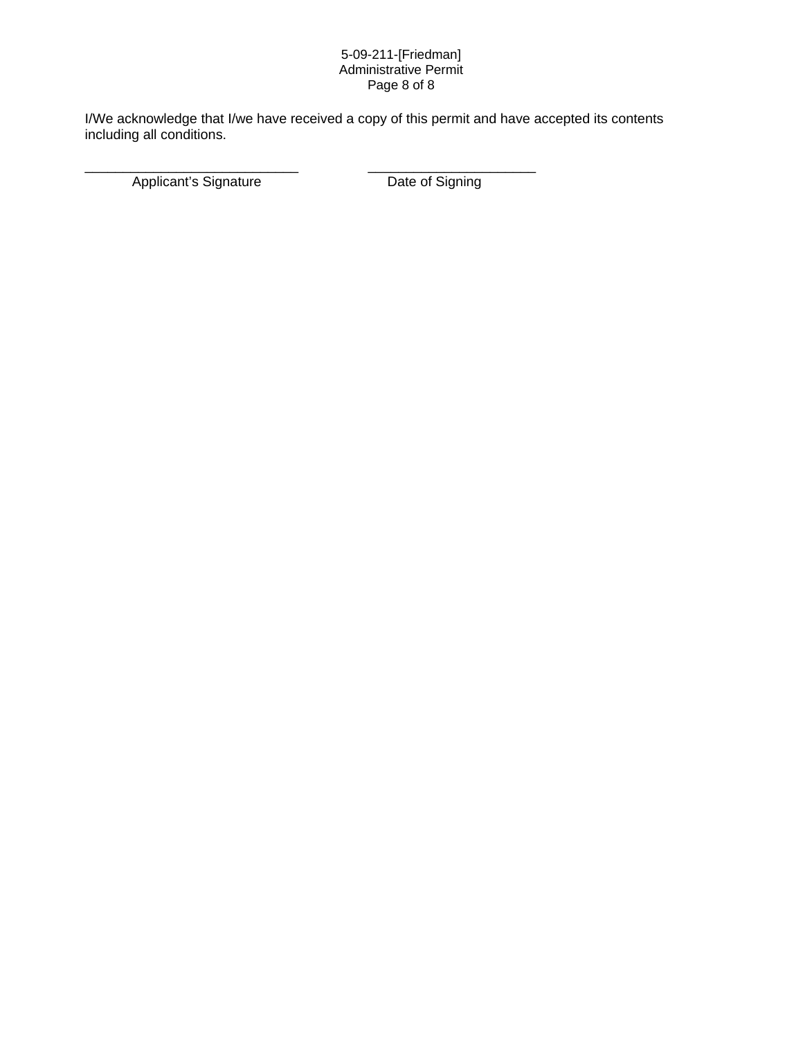I/We acknowledge that I/we have received a copy of this permit and have accepted its contents including all conditions.

\_\_\_\_\_\_\_\_\_\_\_\_\_\_\_\_\_\_\_\_\_\_\_\_\_\_\_\_ &nbsp;&nbsp;&nbsp;&nbsp;&nbsp;&nbsp;&nbsp;&nbsp; \_\_\_\_\_\_\_\_\_\_\_\_\_\_\_\_\_\_\_\_\_\_

Applicant's Signature &nbsp;&nbsp;&nbsp;&nbsp;&nbsp;&nbsp;&nbsp;&nbsp;&nbsp;&nbsp;&nbsp;&nbsp;&nbsp;&nbsp;&nbsp;&nbsp; Date of Signing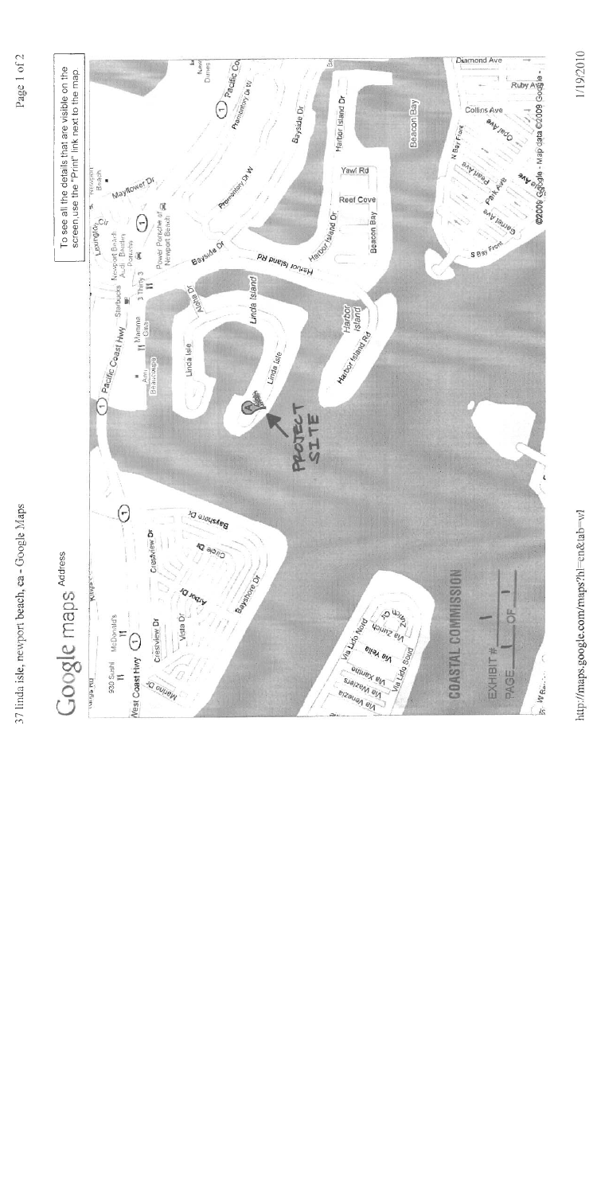Google maps Address

To see all the details that are visible on the screen, use the "Print" link next to the map.

PROJECT SITE

COASTAL COMMISSION

EXHIBIT # 1

PAGE 1 OF 1

©2009 Google - Map data ©2009 Google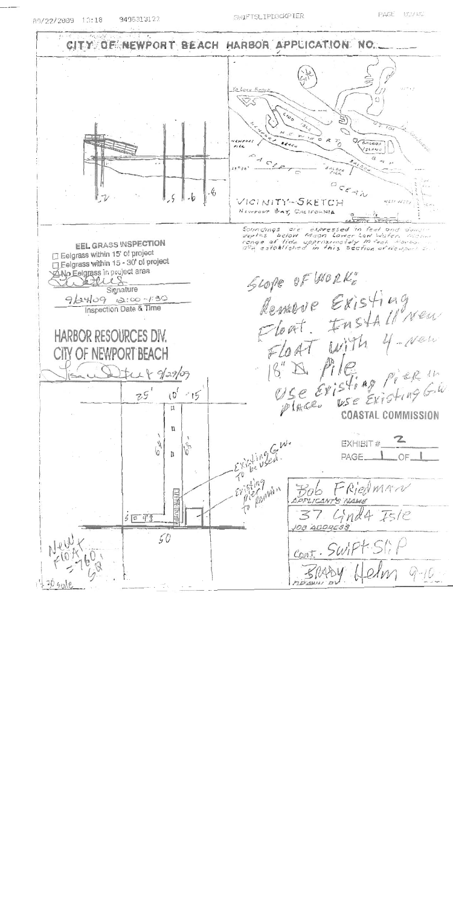# CITY OF NEWPORT BEACH HARBOR APPLICATION NO. ____

VICINITY SKETCH
NEWPORT BAY, CALIFORNIA

Soundings are expressed in feet and denote depths below Mean Lower Low Water. Maximum range of tide approximately 10 feet. Harbor lines are established in this section of Newport Bay.

**EEL GRASS INSPECTION**

☐ Eelgrass within 15' of project
☐ Eelgrass within 15 - 30' of project
☒ No Eelgrass in project area

Signature

9/24/09 12:00 -1:30
Inspection Date & Time

**HARBOR RESOURCES DIV.**
**CITY OF NEWPORT BEACH**
9/29/09

Scope of Work:
Remove Existing Float. Install new Float with 4-new 18" ☐ Pile. Use Existing Pier in place. Use Existing G.W.

**COASTAL COMMISSION**

EXHIBIT # 2
PAGE 1 OF 1

Existing G.W. to be used.
Existing Pier to remain

25'   10'   15'
64'   68'
50
5

New Float = 760 SF
1"=30 scale

Bob Friedman
APPLICANT'S NAME

37 Linda Isle
JOB ADDRESS

Cont. Swift Slip

Brady Helm 9-10
DRAWN BY